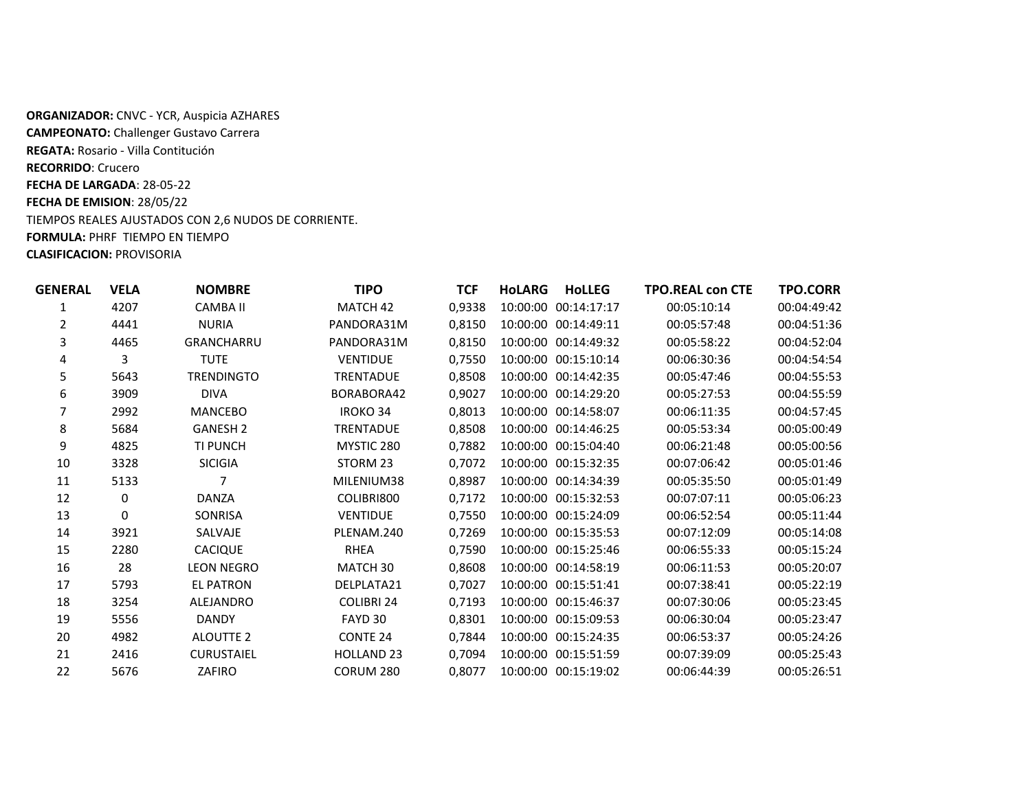**ORGANIZADOR:** CNVC - YCR, Auspicia AZHARES
**CAMPEONATO:** Challenger Gustavo Carrera
**REGATA:** Rosario - Villa Contitución
**RECORRIDO**: Crucero
**FECHA DE LARGADA**: 28-05-22
**FECHA DE EMISION**: 28/05/22
TIEMPOS REALES AJUSTADOS CON 2,6 NUDOS DE CORRIENTE.
**FORMULA:** PHRF TIEMPO EN TIEMPO
**CLASIFICACION:** PROVISORIA

| GENERAL | VELA | NOMBRE | TIPO | TCF | HoLARG | HoLLEG | TPO.REAL con CTE | TPO.CORR |
|---|---|---|---|---|---|---|---|---|
| 1 | 4207 | CAMBA II | MATCH 42 | 0,9338 | 10:00:00 | 00:14:17:17 | 00:05:10:14 | 00:04:49:42 |
| 2 | 4441 | NURIA | PANDORA31M | 0,8150 | 10:00:00 | 00:14:49:11 | 00:05:57:48 | 00:04:51:36 |
| 3 | 4465 | GRANCHARRU | PANDORA31M | 0,8150 | 10:00:00 | 00:14:49:32 | 00:05:58:22 | 00:04:52:04 |
| 4 | 3 | TUTE | VENTIDUE | 0,7550 | 10:00:00 | 00:15:10:14 | 00:06:30:36 | 00:04:54:54 |
| 5 | 5643 | TRENDINGTO | TRENTADUE | 0,8508 | 10:00:00 | 00:14:42:35 | 00:05:47:46 | 00:04:55:53 |
| 6 | 3909 | DIVA | BORABORA42 | 0,9027 | 10:00:00 | 00:14:29:20 | 00:05:27:53 | 00:04:55:59 |
| 7 | 2992 | MANCEBO | IROKO 34 | 0,8013 | 10:00:00 | 00:14:58:07 | 00:06:11:35 | 00:04:57:45 |
| 8 | 5684 | GANESH 2 | TRENTADUE | 0,8508 | 10:00:00 | 00:14:46:25 | 00:05:53:34 | 00:05:00:49 |
| 9 | 4825 | TI PUNCH | MYSTIC 280 | 0,7882 | 10:00:00 | 00:15:04:40 | 00:06:21:48 | 00:05:00:56 |
| 10 | 3328 | SICIGIA | STORM 23 | 0,7072 | 10:00:00 | 00:15:32:35 | 00:07:06:42 | 00:05:01:46 |
| 11 | 5133 | 7 | MILENIUM38 | 0,8987 | 10:00:00 | 00:14:34:39 | 00:05:35:50 | 00:05:01:49 |
| 12 | 0 | DANZA | COLIBRI800 | 0,7172 | 10:00:00 | 00:15:32:53 | 00:07:07:11 | 00:05:06:23 |
| 13 | 0 | SONRISA | VENTIDUE | 0,7550 | 10:00:00 | 00:15:24:09 | 00:06:52:54 | 00:05:11:44 |
| 14 | 3921 | SALVAJE | PLENAM.240 | 0,7269 | 10:00:00 | 00:15:35:53 | 00:07:12:09 | 00:05:14:08 |
| 15 | 2280 | CACIQUE | RHEA | 0,7590 | 10:00:00 | 00:15:25:46 | 00:06:55:33 | 00:05:15:24 |
| 16 | 28 | LEON NEGRO | MATCH 30 | 0,8608 | 10:00:00 | 00:14:58:19 | 00:06:11:53 | 00:05:20:07 |
| 17 | 5793 | EL PATRON | DELPLATA21 | 0,7027 | 10:00:00 | 00:15:51:41 | 00:07:38:41 | 00:05:22:19 |
| 18 | 3254 | ALEJANDRO | COLIBRI 24 | 0,7193 | 10:00:00 | 00:15:46:37 | 00:07:30:06 | 00:05:23:45 |
| 19 | 5556 | DANDY | FAYD 30 | 0,8301 | 10:00:00 | 00:15:09:53 | 00:06:30:04 | 00:05:23:47 |
| 20 | 4982 | ALOUTTE 2 | CONTE 24 | 0,7844 | 10:00:00 | 00:15:24:35 | 00:06:53:37 | 00:05:24:26 |
| 21 | 2416 | CURUSTAIEL | HOLLAND 23 | 0,7094 | 10:00:00 | 00:15:51:59 | 00:07:39:09 | 00:05:25:43 |
| 22 | 5676 | ZAFIRO | CORUM 280 | 0,8077 | 10:00:00 | 00:15:19:02 | 00:06:44:39 | 00:05:26:51 |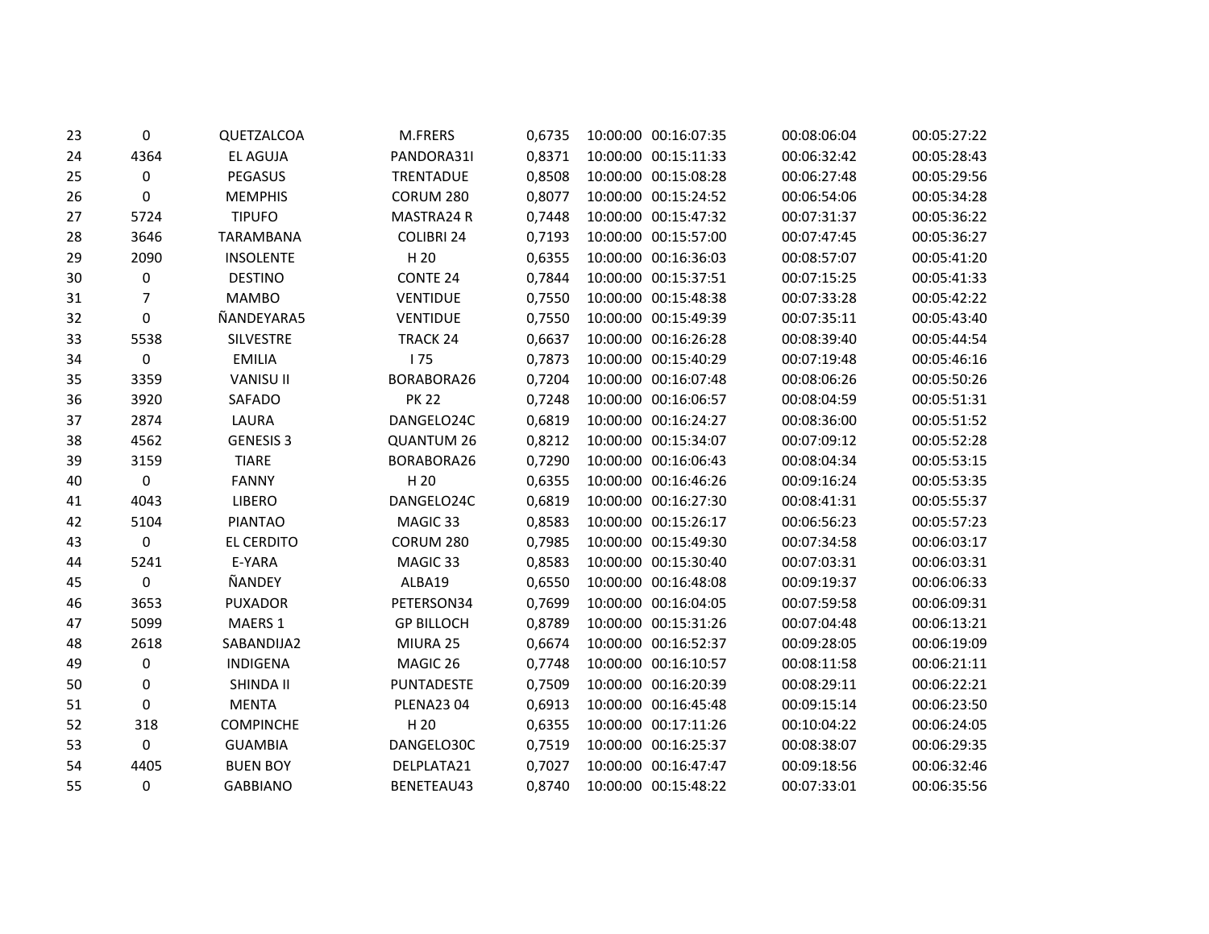| | | | | | | | | |
|---|---|---|---|---|---|---|---|---|
| 23 | 0 | QUETZALCOA | M.FRERS | 0,6735 | 10:00:00 | 00:16:07:35 | 00:08:06:04 | 00:05:27:22 |
| 24 | 4364 | EL AGUJA | PANDORA31I | 0,8371 | 10:00:00 | 00:15:11:33 | 00:06:32:42 | 00:05:28:43 |
| 25 | 0 | PEGASUS | TRENTADUE | 0,8508 | 10:00:00 | 00:15:08:28 | 00:06:27:48 | 00:05:29:56 |
| 26 | 0 | MEMPHIS | CORUM 280 | 0,8077 | 10:00:00 | 00:15:24:52 | 00:06:54:06 | 00:05:34:28 |
| 27 | 5724 | TIPUFO | MASTRA24 R | 0,7448 | 10:00:00 | 00:15:47:32 | 00:07:31:37 | 00:05:36:22 |
| 28 | 3646 | TARAMBANA | COLIBRI 24 | 0,7193 | 10:00:00 | 00:15:57:00 | 00:07:47:45 | 00:05:36:27 |
| 29 | 2090 | INSOLENTE | H 20 | 0,6355 | 10:00:00 | 00:16:36:03 | 00:08:57:07 | 00:05:41:20 |
| 30 | 0 | DESTINO | CONTE 24 | 0,7844 | 10:00:00 | 00:15:37:51 | 00:07:15:25 | 00:05:41:33 |
| 31 | 7 | MAMBO | VENTIDUE | 0,7550 | 10:00:00 | 00:15:48:38 | 00:07:33:28 | 00:05:42:22 |
| 32 | 0 | ÑANDEYARA5 | VENTIDUE | 0,7550 | 10:00:00 | 00:15:49:39 | 00:07:35:11 | 00:05:43:40 |
| 33 | 5538 | SILVESTRE | TRACK 24 | 0,6637 | 10:00:00 | 00:16:26:28 | 00:08:39:40 | 00:05:44:54 |
| 34 | 0 | EMILIA | I 75 | 0,7873 | 10:00:00 | 00:15:40:29 | 00:07:19:48 | 00:05:46:16 |
| 35 | 3359 | VANISU II | BORABORA26 | 0,7204 | 10:00:00 | 00:16:07:48 | 00:08:06:26 | 00:05:50:26 |
| 36 | 3920 | SAFADO | PK 22 | 0,7248 | 10:00:00 | 00:16:06:57 | 00:08:04:59 | 00:05:51:31 |
| 37 | 2874 | LAURA | DANGELO24C | 0,6819 | 10:00:00 | 00:16:24:27 | 00:08:36:00 | 00:05:51:52 |
| 38 | 4562 | GENESIS 3 | QUANTUM 26 | 0,8212 | 10:00:00 | 00:15:34:07 | 00:07:09:12 | 00:05:52:28 |
| 39 | 3159 | TIARE | BORABORA26 | 0,7290 | 10:00:00 | 00:16:06:43 | 00:08:04:34 | 00:05:53:15 |
| 40 | 0 | FANNY | H 20 | 0,6355 | 10:00:00 | 00:16:46:26 | 00:09:16:24 | 00:05:53:35 |
| 41 | 4043 | LIBERO | DANGELO24C | 0,6819 | 10:00:00 | 00:16:27:30 | 00:08:41:31 | 00:05:55:37 |
| 42 | 5104 | PIANTAO | MAGIC 33 | 0,8583 | 10:00:00 | 00:15:26:17 | 00:06:56:23 | 00:05:57:23 |
| 43 | 0 | EL CERDITO | CORUM 280 | 0,7985 | 10:00:00 | 00:15:49:30 | 00:07:34:58 | 00:06:03:17 |
| 44 | 5241 | E-YARA | MAGIC 33 | 0,8583 | 10:00:00 | 00:15:30:40 | 00:07:03:31 | 00:06:03:31 |
| 45 | 0 | ÑANDEY | ALBA19 | 0,6550 | 10:00:00 | 00:16:48:08 | 00:09:19:37 | 00:06:06:33 |
| 46 | 3653 | PUXADOR | PETERSON34 | 0,7699 | 10:00:00 | 00:16:04:05 | 00:07:59:58 | 00:06:09:31 |
| 47 | 5099 | MAERS 1 | GP BILLOCH | 0,8789 | 10:00:00 | 00:15:31:26 | 00:07:04:48 | 00:06:13:21 |
| 48 | 2618 | SABANDIJA2 | MIURA 25 | 0,6674 | 10:00:00 | 00:16:52:37 | 00:09:28:05 | 00:06:19:09 |
| 49 | 0 | INDIGENA | MAGIC 26 | 0,7748 | 10:00:00 | 00:16:10:57 | 00:08:11:58 | 00:06:21:11 |
| 50 | 0 | SHINDA II | PUNTADESTE | 0,7509 | 10:00:00 | 00:16:20:39 | 00:08:29:11 | 00:06:22:21 |
| 51 | 0 | MENTA | PLENA23 04 | 0,6913 | 10:00:00 | 00:16:45:48 | 00:09:15:14 | 00:06:23:50 |
| 52 | 318 | COMPINCHE | H 20 | 0,6355 | 10:00:00 | 00:17:11:26 | 00:10:04:22 | 00:06:24:05 |
| 53 | 0 | GUAMBIA | DANGELO30C | 0,7519 | 10:00:00 | 00:16:25:37 | 00:08:38:07 | 00:06:29:35 |
| 54 | 4405 | BUEN BOY | DELPLATA21 | 0,7027 | 10:00:00 | 00:16:47:47 | 00:09:18:56 | 00:06:32:46 |
| 55 | 0 | GABBIANO | BENETEAU43 | 0,8740 | 10:00:00 | 00:15:48:22 | 00:07:33:01 | 00:06:35:56 |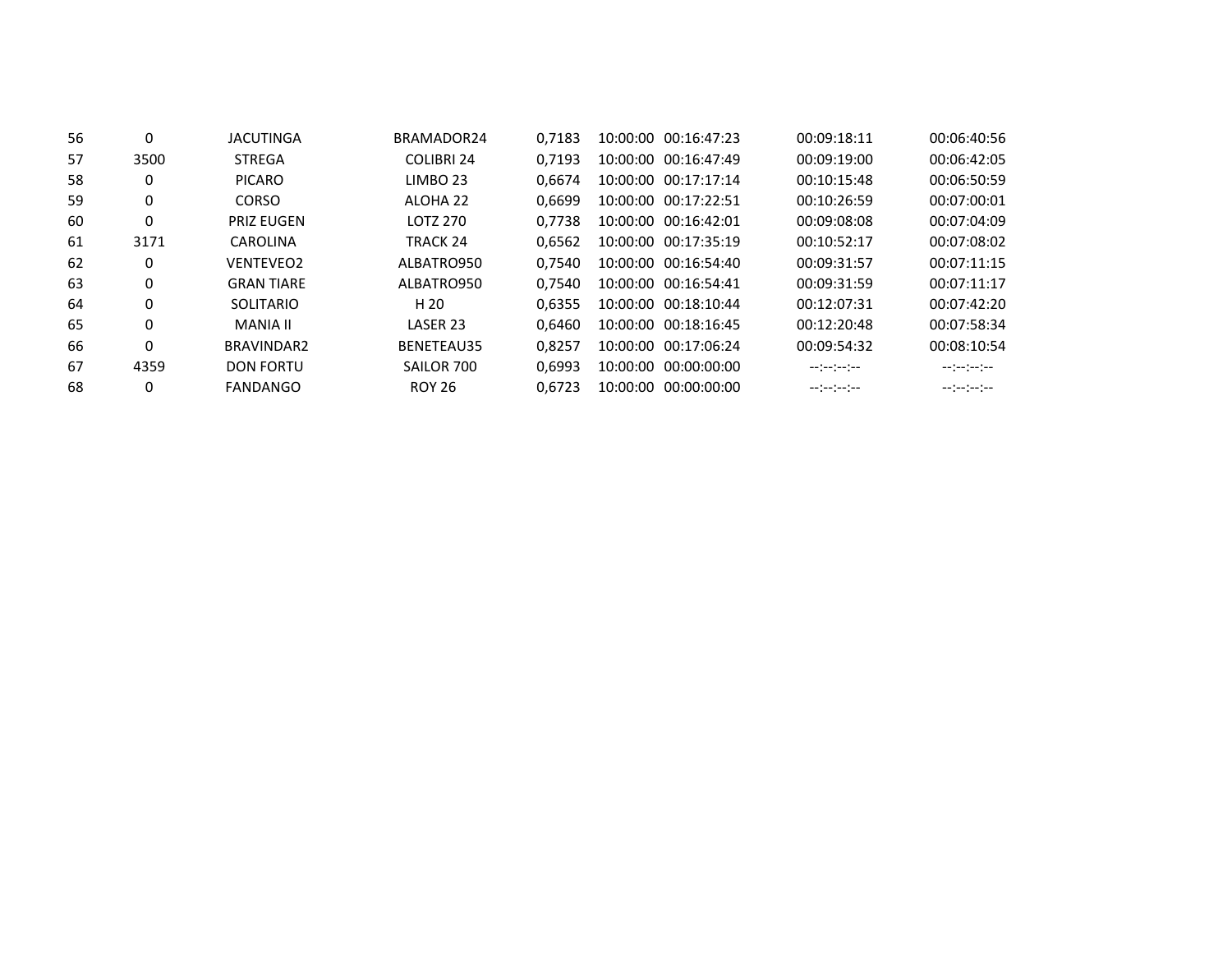| | | | | | | | | |
|---|---|---|---|---|---|---|---|---|
| 56 | 0 | JACUTINGA | BRAMADOR24 | 0,7183 | 10:00:00 | 00:16:47:23 | 00:09:18:11 | 00:06:40:56 |
| 57 | 3500 | STREGA | COLIBRI 24 | 0,7193 | 10:00:00 | 00:16:47:49 | 00:09:19:00 | 00:06:42:05 |
| 58 | 0 | PICARO | LIMBO 23 | 0,6674 | 10:00:00 | 00:17:17:14 | 00:10:15:48 | 00:06:50:59 |
| 59 | 0 | CORSO | ALOHA 22 | 0,6699 | 10:00:00 | 00:17:22:51 | 00:10:26:59 | 00:07:00:01 |
| 60 | 0 | PRIZ EUGEN | LOTZ 270 | 0,7738 | 10:00:00 | 00:16:42:01 | 00:09:08:08 | 00:07:04:09 |
| 61 | 3171 | CAROLINA | TRACK 24 | 0,6562 | 10:00:00 | 00:17:35:19 | 00:10:52:17 | 00:07:08:02 |
| 62 | 0 | VENTEVEO2 | ALBATRO950 | 0,7540 | 10:00:00 | 00:16:54:40 | 00:09:31:57 | 00:07:11:15 |
| 63 | 0 | GRAN TIARE | ALBATRO950 | 0,7540 | 10:00:00 | 00:16:54:41 | 00:09:31:59 | 00:07:11:17 |
| 64 | 0 | SOLITARIO | H 20 | 0,6355 | 10:00:00 | 00:18:10:44 | 00:12:07:31 | 00:07:42:20 |
| 65 | 0 | MANIA II | LASER 23 | 0,6460 | 10:00:00 | 00:18:16:45 | 00:12:20:48 | 00:07:58:34 |
| 66 | 0 | BRAVINDAR2 | BENETEAU35 | 0,8257 | 10:00:00 | 00:17:06:24 | 00:09:54:32 | 00:08:10:54 |
| 67 | 4359 | DON FORTU | SAILOR 700 | 0,6993 | 10:00:00 | 00:00:00:00 | --:--:--:-- | --:--:--:-- |
| 68 | 0 | FANDANGO | ROY 26 | 0,6723 | 10:00:00 | 00:00:00:00 | --:--:--:-- | --:--:--:-- |